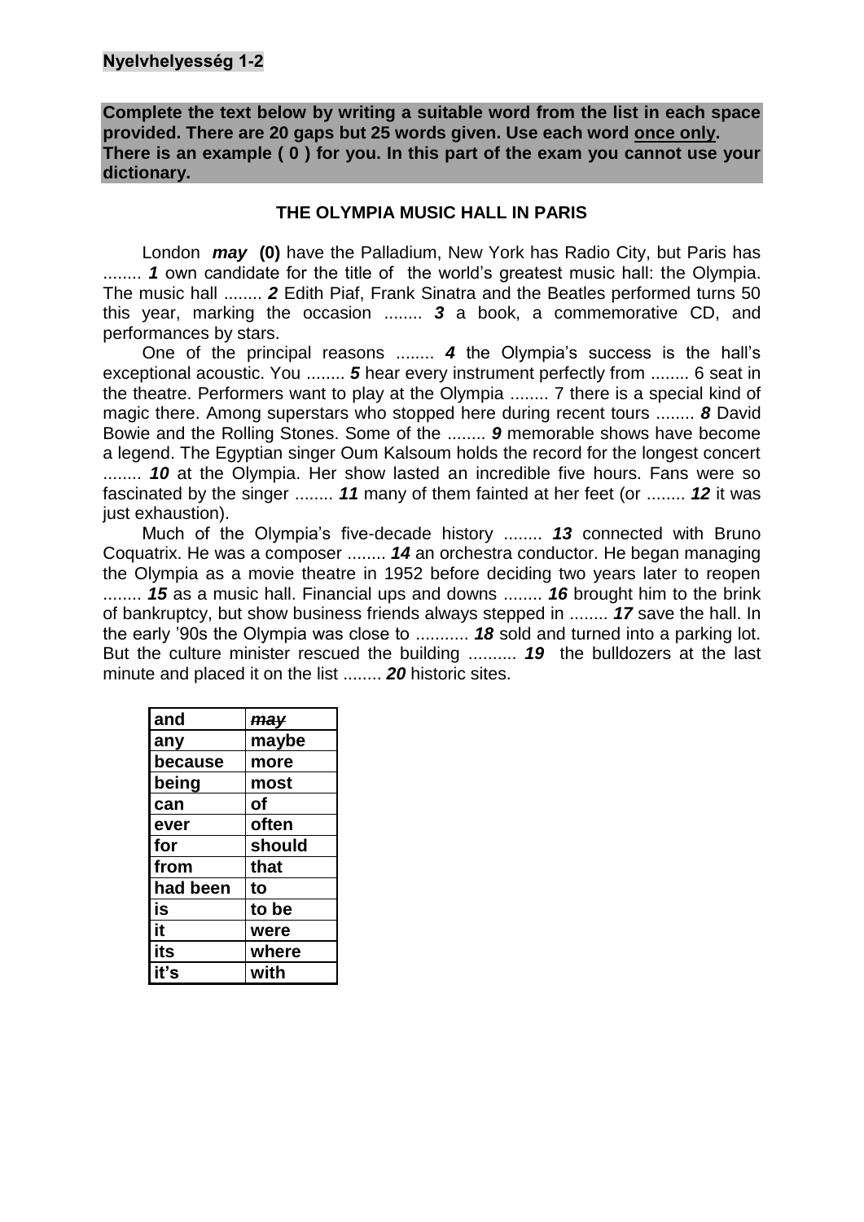**Nyelvhelyesség 1-2**

**Complete the text below by writing a suitable word from the list in each space provided. There are 20 gaps but 25 words given. Use each word once only. There is an example ( 0 ) for you. In this part of the exam you cannot use your dictionary.**

### THE OLYMPIA MUSIC HALL IN PARIS

London ***may*** **(0)** have the Palladium, New York has Radio City, but Paris has ........ ***1*** own candidate for the title of the world's greatest music hall: the Olympia. The music hall ........ ***2*** Edith Piaf, Frank Sinatra and the Beatles performed turns 50 this year, marking the occasion ........ ***3*** a book, a commemorative CD, and performances by stars.

One of the principal reasons ........ ***4*** the Olympia's success is the hall's exceptional acoustic. You ........ ***5*** hear every instrument perfectly from ........ 6 seat in the theatre. Performers want to play at the Olympia ........ 7 there is a special kind of magic there. Among superstars who stopped here during recent tours ........ ***8*** David Bowie and the Rolling Stones. Some of the ........ ***9*** memorable shows have become a legend. The Egyptian singer Oum Kalsoum holds the record for the longest concert ........ ***10*** at the Olympia. Her show lasted an incredible five hours. Fans were so fascinated by the singer ........ ***11*** many of them fainted at her feet (or ........ ***12*** it was just exhaustion).

Much of the Olympia's five-decade history ........ ***13*** connected with Bruno Coquatrix. He was a composer ........ ***14*** an orchestra conductor. He began managing the Olympia as a movie theatre in 1952 before deciding two years later to reopen ........ ***15*** as a music hall. Financial ups and downs ........ ***16*** brought him to the brink of bankruptcy, but show business friends always stepped in ........ ***17*** save the hall. In the early '90s the Olympia was close to ........... ***18*** sold and turned into a parking lot. But the culture minister rescued the building .......... ***19*** the bulldozers at the last minute and placed it on the list ........ ***20*** historic sites.

| and | ~~may~~ |
|---|---|
| any | maybe |
| because | more |
| being | most |
| can | of |
| ever | often |
| for | should |
| from | that |
| had been | to |
| is | to be |
| it | were |
| its | where |
| it's | with |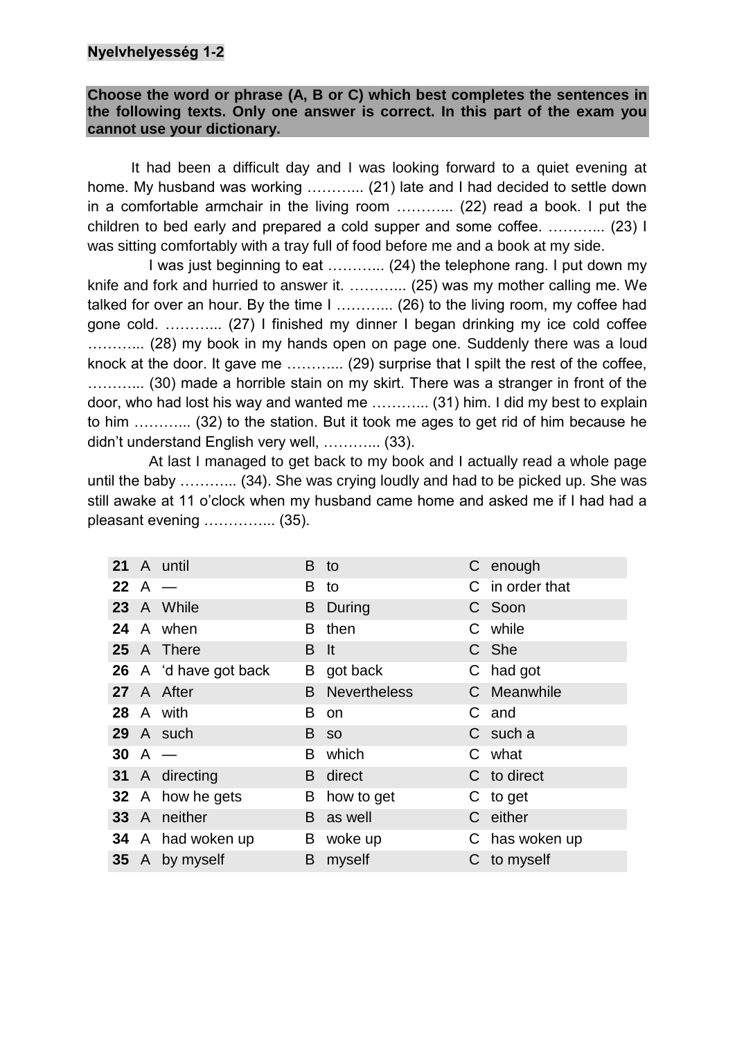**Nyelvhelyesség 1-2**

**Choose the word or phrase (A, B or C) which best completes the sentences in the following texts. Only one answer is correct. In this part of the exam you cannot use your dictionary.**

It had been a difficult day and I was looking forward to a quiet evening at home. My husband was working ………... (21) late and I had decided to settle down in a comfortable armchair in the living room ………... (22) read a book. I put the children to bed early and prepared a cold supper and some coffee. ………... (23) I was sitting comfortably with a tray full of food before me and a book at my side.

I was just beginning to eat ………... (24) the telephone rang. I put down my knife and fork and hurried to answer it. ………... (25) was my mother calling me. We talked for over an hour. By the time I ………... (26) to the living room, my coffee had gone cold. ………... (27) I finished my dinner I began drinking my ice cold coffee ………... (28) my book in my hands open on page one. Suddenly there was a loud knock at the door. It gave me ………... (29) surprise that I spilt the rest of the coffee, ………... (30) made a horrible stain on my skirt. There was a stranger in front of the door, who had lost his way and wanted me ………... (31) him. I did my best to explain to him ………... (32) to the station. But it took me ages to get rid of him because he didn't understand English very well, ………... (33).

At last I managed to get back to my book and I actually read a whole page until the baby ………... (34). She was crying loudly and had to be picked up. She was still awake at 11 o'clock when my husband came home and asked me if I had had a pleasant evening …………... (35).

| | A | B | C |
|---|---|---|---|
| **21** | A until | B to | C enough |
| **22** | A — | B to | C in order that |
| **23** | A While | B During | C Soon |
| **24** | A when | B then | C while |
| **25** | A There | B It | C She |
| **26** | A 'd have got back | B got back | C had got |
| **27** | A After | B Nevertheless | C Meanwhile |
| **28** | A with | B on | C and |
| **29** | A such | B so | C such a |
| **30** | A — | B which | C what |
| **31** | A directing | B direct | C to direct |
| **32** | A how he gets | B how to get | C to get |
| **33** | A neither | B as well | C either |
| **34** | A had woken up | B woke up | C has woken up |
| **35** | A by myself | B myself | C to myself |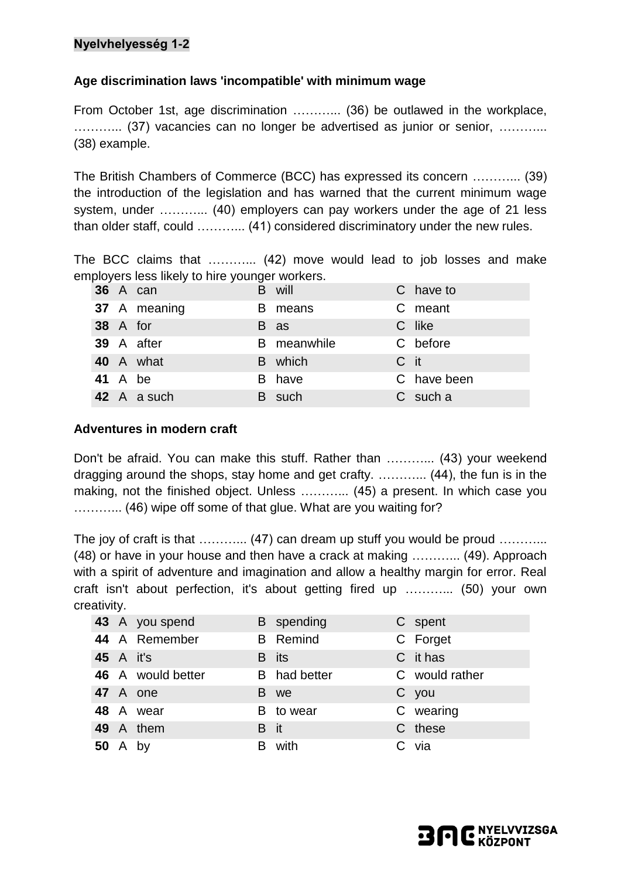**Nyelvhelyesség 1-2**

**Age discrimination laws 'incompatible' with minimum wage**

From October 1st, age discrimination ……….. (36) be outlawed in the workplace, ……….. (37) vacancies can no longer be advertised as junior or senior, ……….. (38) example.

The British Chambers of Commerce (BCC) has expressed its concern ……….. (39) the introduction of the legislation and has warned that the current minimum wage system, under ……….. (40) employers can pay workers under the age of 21 less than older staff, could ……….. (41) considered discriminatory under the new rules.

The BCC claims that ……….. (42) move would lead to job losses and make employers less likely to hire younger workers.

| | | | | | | |
|---|---|---|---|---|---|---|
| **36** | A | can | B | will | C | have to |
| **37** | A | meaning | B | means | C | meant |
| **38** | A | for | B | as | C | like |
| **39** | A | after | B | meanwhile | C | before |
| **40** | A | what | B | which | C | it |
| **41** | A | be | B | have | C | have been |
| **42** | A | a such | B | such | C | such a |

**Adventures in modern craft**

Don't be afraid. You can make this stuff. Rather than ……….. (43) your weekend dragging around the shops, stay home and get crafty. ……….. (44), the fun is in the making, not the finished object. Unless ……….. (45) a present. In which case you ……….. (46) wipe off some of that glue. What are you waiting for?

The joy of craft is that ……….. (47) can dream up stuff you would be proud ……….. (48) or have in your house and then have a crack at making ……….. (49). Approach with a spirit of adventure and imagination and allow a healthy margin for error. Real craft isn't about perfection, it's about getting fired up ……….. (50) your own creativity.

| | | | | | | |
|---|---|---|---|---|---|---|
| **43** | A | you spend | B | spending | C | spent |
| **44** | A | Remember | B | Remind | C | Forget |
| **45** | A | it's | B | its | C | it has |
| **46** | A | would better | B | had better | C | would rather |
| **47** | A | one | B | we | C | you |
| **48** | A | wear | B | to wear | C | wearing |
| **49** | A | them | B | it | C | these |
| **50** | A | by | B | with | C | via |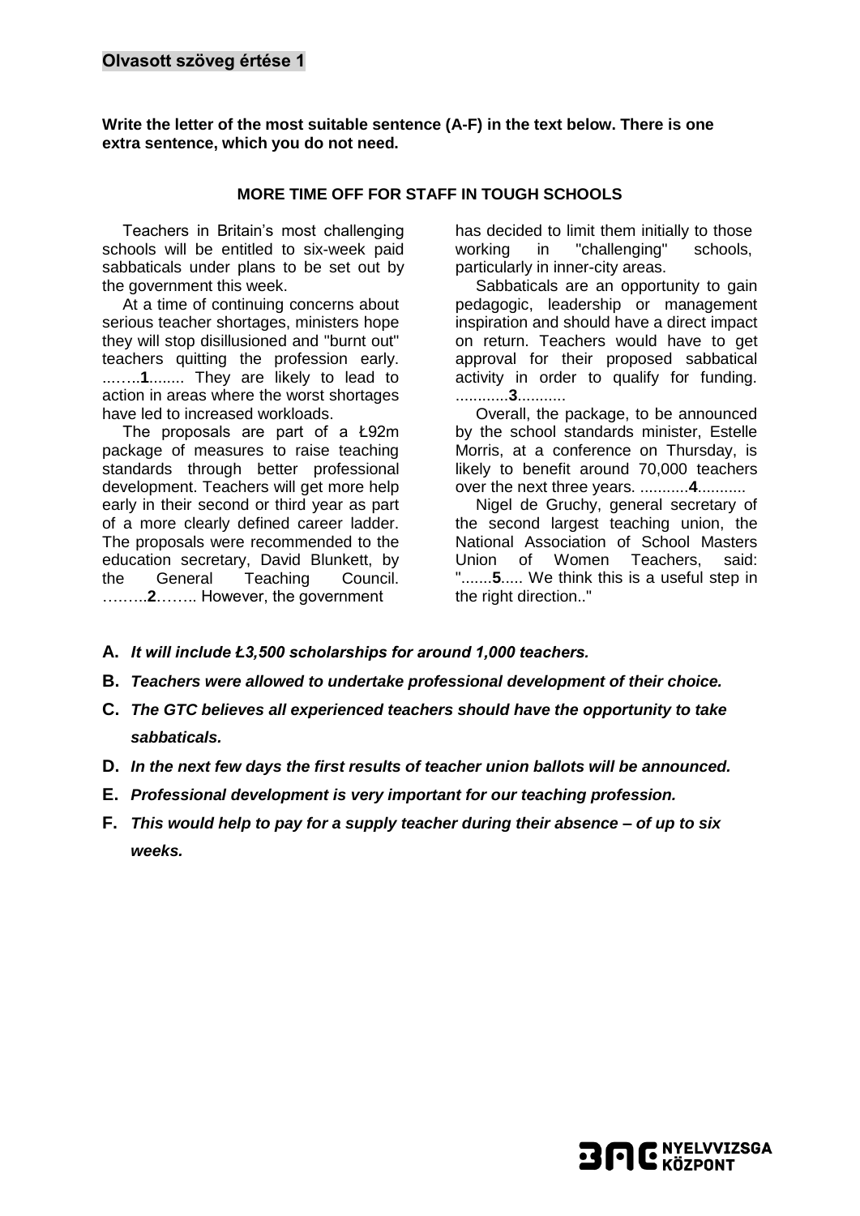**Olvasott szöveg értése 1**

**Write the letter of the most suitable sentence (A-F) in the text below. There is one extra sentence, which you do not need.**

**MORE TIME OFF FOR STAFF IN TOUGH SCHOOLS**

Teachers in Britain's most challenging schools will be entitled to six-week paid sabbaticals under plans to be set out by the government this week.

At a time of continuing concerns about serious teacher shortages, ministers hope they will stop disillusioned and "burnt out" teachers quitting the profession early. ...…..**1**........ They are likely to lead to action in areas where the worst shortages have led to increased workloads.

The proposals are part of a Ł92m package of measures to raise teaching standards through better professional development. Teachers will get more help early in their second or third year as part of a more clearly defined career ladder. The proposals were recommended to the education secretary, David Blunkett, by the General Teaching Council. ……...**2**…….. However, the government has decided to limit them initially to those working in "challenging" schools, particularly in inner-city areas.

Sabbaticals are an opportunity to gain pedagogic, leadership or management inspiration and should have a direct impact on return. Teachers would have to get approval for their proposed sabbatical activity in order to qualify for funding. ............**3**...........

Overall, the package, to be announced by the school standards minister, Estelle Morris, at a conference on Thursday, is likely to benefit around 70,000 teachers over the next three years. ...........**4**...........

Nigel de Gruchy, general secretary of the second largest teaching union, the National Association of School Masters Union of Women Teachers, said: ".......**5**..... We think this is a useful step in the right direction.."

**A.** ***It will include Ł3,500 scholarships for around 1,000 teachers.***

**B.** ***Teachers were allowed to undertake professional development of their choice.***

**C.** ***The GTC believes all experienced teachers should have the opportunity to take sabbaticals.***

**D.** ***In the next few days the first results of teacher union ballots will be announced.***

**E.** ***Professional development is very important for our teaching profession.***

**F.** ***This would help to pay for a supply teacher during their absence – of up to six weeks.***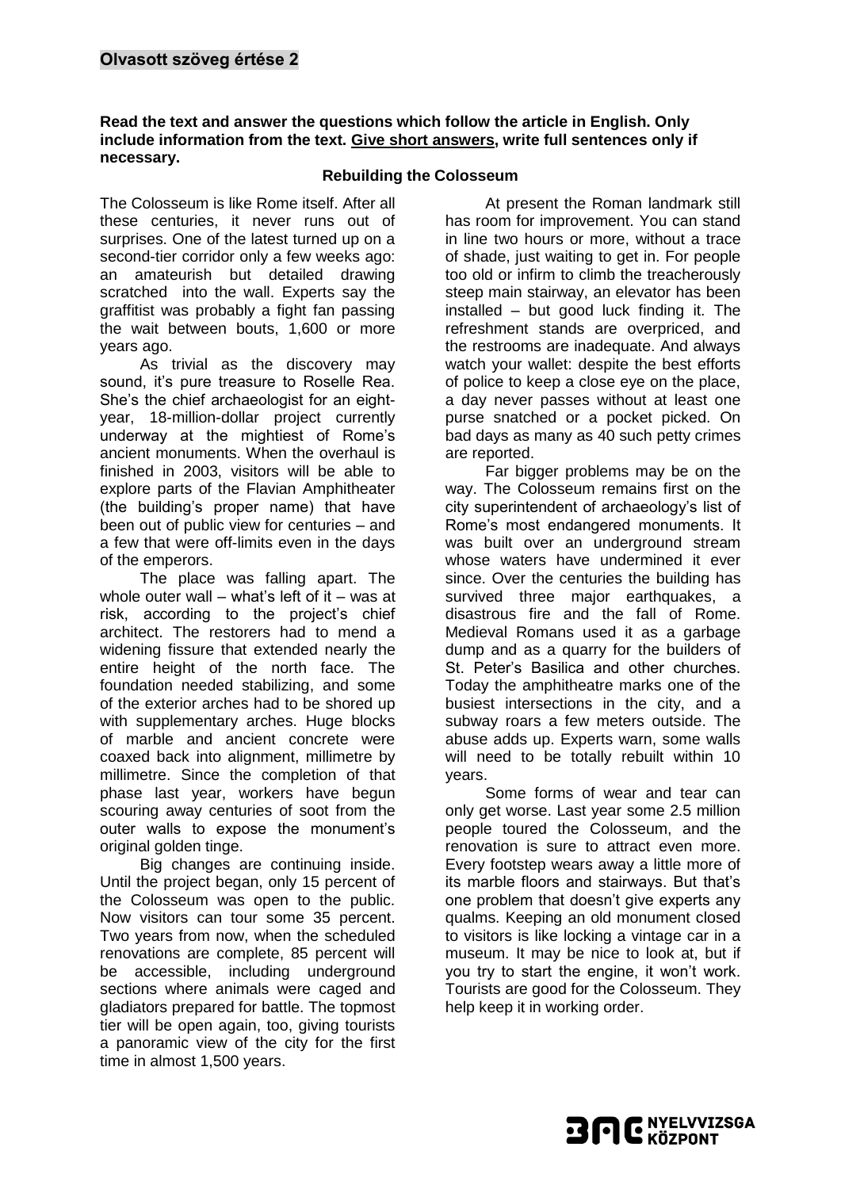## Olvasott szöveg értése 2

**Read the text and answer the questions which follow the article in English. Only include information from the text. <u>Give short answers</u>, write full sentences only if necessary.**

### Rebuilding the Colosseum

The Colosseum is like Rome itself. After all these centuries, it never runs out of surprises. One of the latest turned up on a second-tier corridor only a few weeks ago: an amateurish but detailed drawing scratched into the wall. Experts say the graffitist was probably a fight fan passing the wait between bouts, 1,600 or more years ago.

As trivial as the discovery may sound, it's pure treasure to Roselle Rea. She's the chief archaeologist for an eight-year, 18-million-dollar project currently underway at the mightiest of Rome's ancient monuments. When the overhaul is finished in 2003, visitors will be able to explore parts of the Flavian Amphitheater (the building's proper name) that have been out of public view for centuries – and a few that were off-limits even in the days of the emperors.

The place was falling apart. The whole outer wall – what's left of it – was at risk, according to the project's chief architect. The restorers had to mend a widening fissure that extended nearly the entire height of the north face. The foundation needed stabilizing, and some of the exterior arches had to be shored up with supplementary arches. Huge blocks of marble and ancient concrete were coaxed back into alignment, millimetre by millimetre. Since the completion of that phase last year, workers have begun scouring away centuries of soot from the outer walls to expose the monument's original golden tinge.

Big changes are continuing inside. Until the project began, only 15 percent of the Colosseum was open to the public. Now visitors can tour some 35 percent. Two years from now, when the scheduled renovations are complete, 85 percent will be accessible, including underground sections where animals were caged and gladiators prepared for battle. The topmost tier will be open again, too, giving tourists a panoramic view of the city for the first time in almost 1,500 years.

At present the Roman landmark still has room for improvement. You can stand in line two hours or more, without a trace of shade, just waiting to get in. For people too old or infirm to climb the treacherously steep main stairway, an elevator has been installed – but good luck finding it. The refreshment stands are overpriced, and the restrooms are inadequate. And always watch your wallet: despite the best efforts of police to keep a close eye on the place, a day never passes without at least one purse snatched or a pocket picked. On bad days as many as 40 such petty crimes are reported.

Far bigger problems may be on the way. The Colosseum remains first on the city superintendent of archaeology's list of Rome's most endangered monuments. It was built over an underground stream whose waters have undermined it ever since. Over the centuries the building has survived three major earthquakes, a disastrous fire and the fall of Rome. Medieval Romans used it as a garbage dump and as a quarry for the builders of St. Peter's Basilica and other churches. Today the amphitheatre marks one of the busiest intersections in the city, and a subway roars a few meters outside. The abuse adds up. Experts warn, some walls will need to be totally rebuilt within 10 years.

Some forms of wear and tear can only get worse. Last year some 2.5 million people toured the Colosseum, and the renovation is sure to attract even more. Every footstep wears away a little more of its marble floors and stairways. But that's one problem that doesn't give experts any qualms. Keeping an old monument closed to visitors is like locking a vintage car in a museum. It may be nice to look at, but if you try to start the engine, it won't work. Tourists are good for the Colosseum. They help keep it in working order.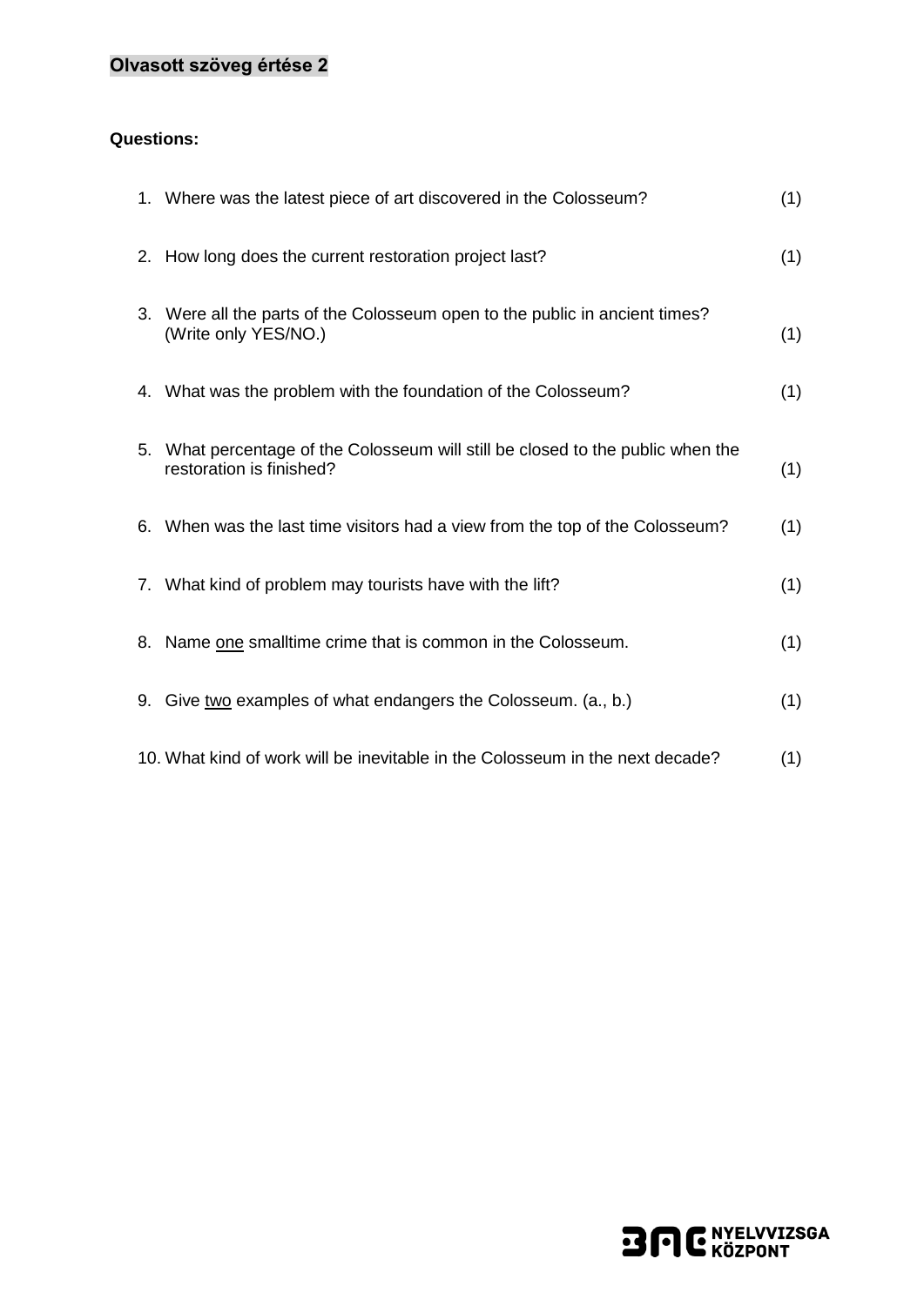**Olvasott szöveg értése 2**

**Questions:**

1. Where was the latest piece of art discovered in the Colosseum? (1)

2. How long does the current restoration project last? (1)

3. Were all the parts of the Colosseum open to the public in ancient times? (Write only YES/NO.) (1)

4. What was the problem with the foundation of the Colosseum? (1)

5. What percentage of the Colosseum will still be closed to the public when the restoration is finished? (1)

6. When was the last time visitors had a view from the top of the Colosseum? (1)

7. What kind of problem may tourists have with the lift? (1)

8. Name one smalltime crime that is common in the Colosseum. (1)

9. Give two examples of what endangers the Colosseum. (a., b.) (1)

10. What kind of work will be inevitable in the Colosseum in the next decade? (1)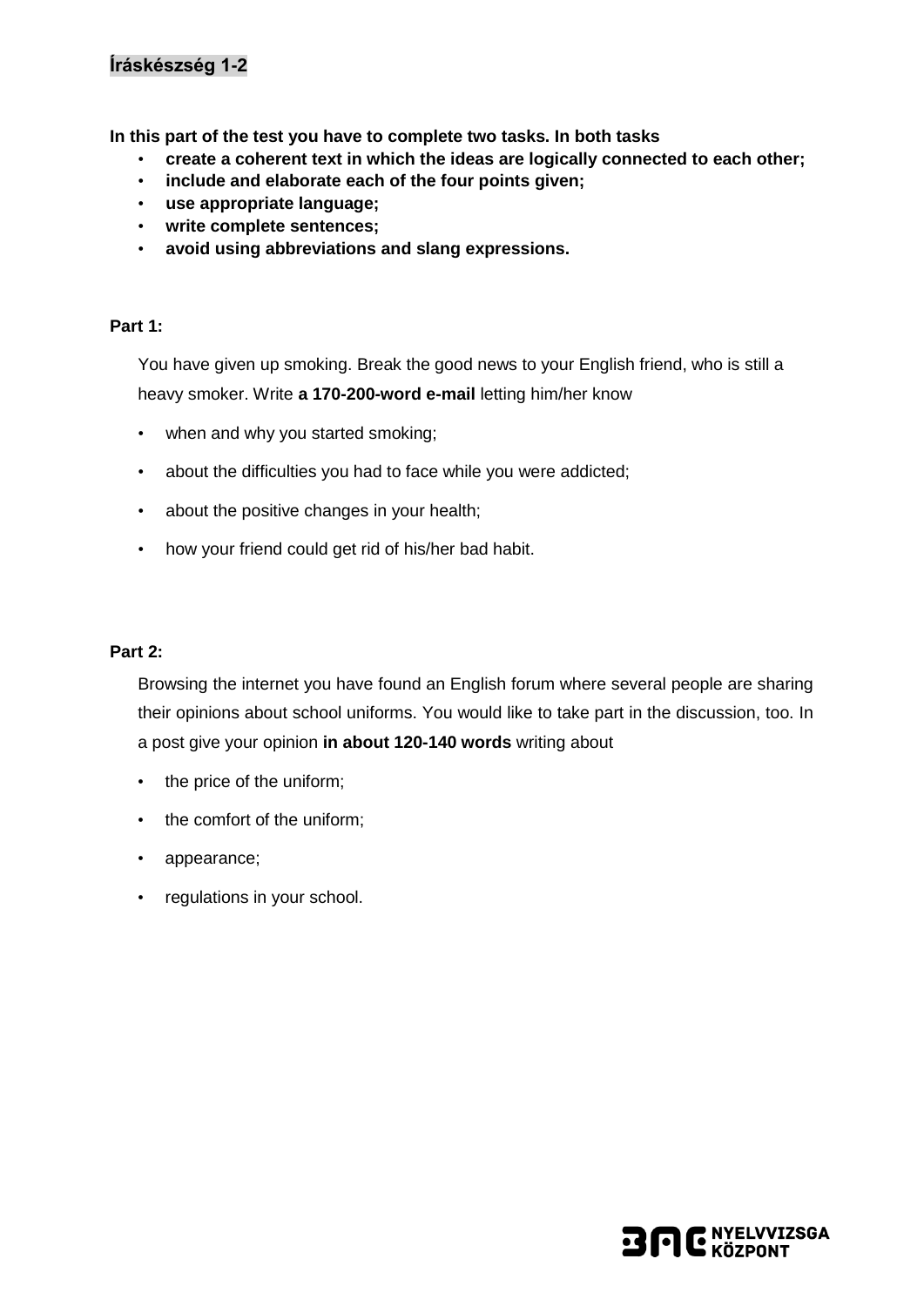## Íráskészség 1-2

**In this part of the test you have to complete two tasks. In both tasks**

- **create a coherent text in which the ideas are logically connected to each other;**
- **include and elaborate each of the four points given;**
- **use appropriate language;**
- **write complete sentences;**
- **avoid using abbreviations and slang expressions.**

**Part 1:**

You have given up smoking. Break the good news to your English friend, who is still a heavy smoker. Write **a 170-200-word e-mail** letting him/her know

- when and why you started smoking;
- about the difficulties you had to face while you were addicted;
- about the positive changes in your health;
- how your friend could get rid of his/her bad habit.

**Part 2:**

Browsing the internet you have found an English forum where several people are sharing their opinions about school uniforms. You would like to take part in the discussion, too. In a post give your opinion **in about 120-140 words** writing about

- the price of the uniform;
- the comfort of the uniform;
- appearance;
- regulations in your school.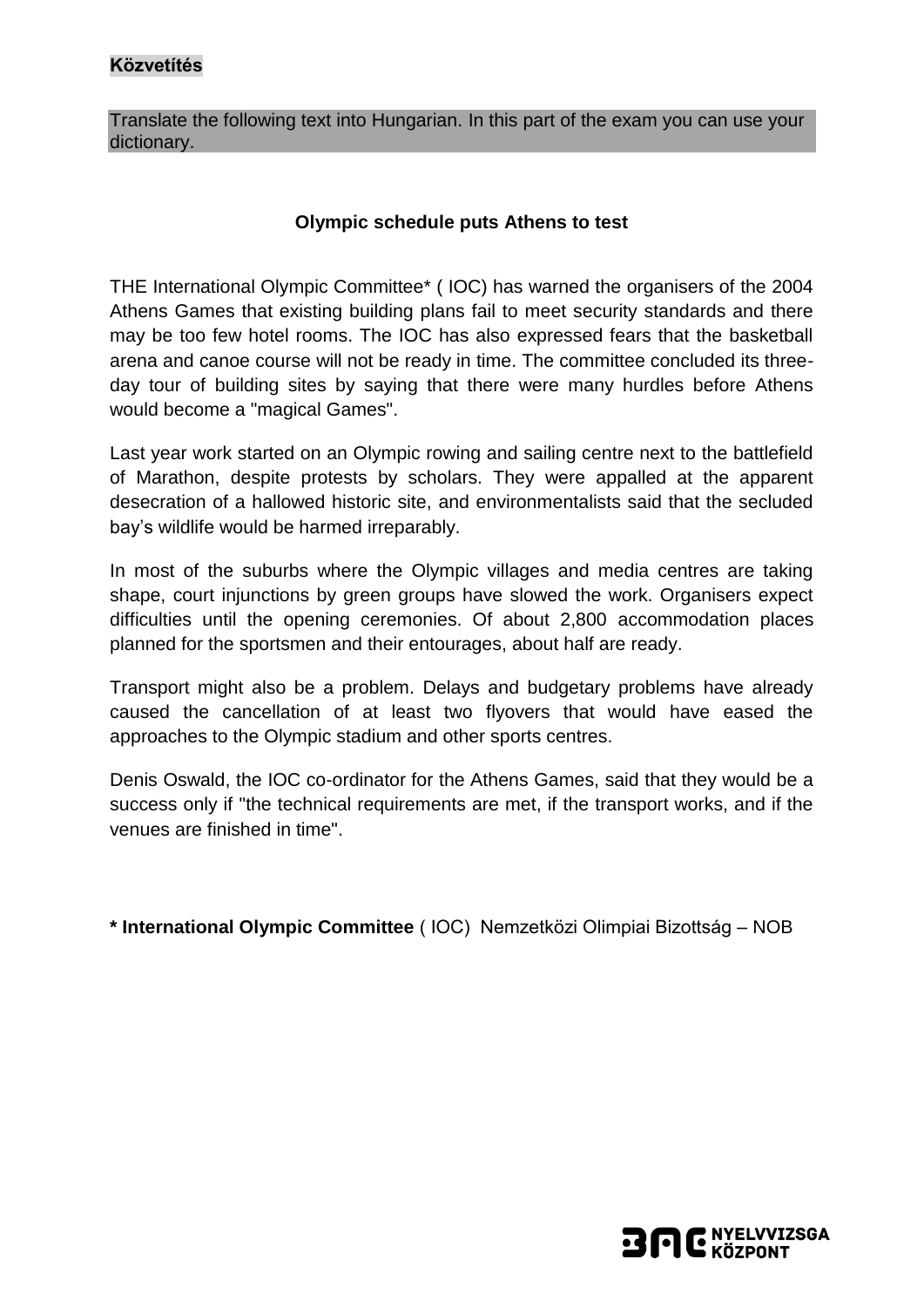**Közvetítés**

Translate the following text into Hungarian. In this part of the exam you can use your dictionary.

### Olympic schedule puts Athens to test

THE International Olympic Committee* ( IOC) has warned the organisers of the 2004 Athens Games that existing building plans fail to meet security standards and there may be too few hotel rooms. The IOC has also expressed fears that the basketball arena and canoe course will not be ready in time. The committee concluded its three-day tour of building sites by saying that there were many hurdles before Athens would become a "magical Games".

Last year work started on an Olympic rowing and sailing centre next to the battlefield of Marathon, despite protests by scholars. They were appalled at the apparent desecration of a hallowed historic site, and environmentalists said that the secluded bay's wildlife would be harmed irreparably.

In most of the suburbs where the Olympic villages and media centres are taking shape, court injunctions by green groups have slowed the work. Organisers expect difficulties until the opening ceremonies. Of about 2,800 accommodation places planned for the sportsmen and their entourages, about half are ready.

Transport might also be a problem. Delays and budgetary problems have already caused the cancellation of at least two flyovers that would have eased the approaches to the Olympic stadium and other sports centres.

Denis Oswald, the IOC co-ordinator for the Athens Games, said that they would be a success only if "the technical requirements are met, if the transport works, and if the venues are finished in time".

**\* International Olympic Committee** ( IOC) Nemzetközi Olimpiai Bizottság – NOB